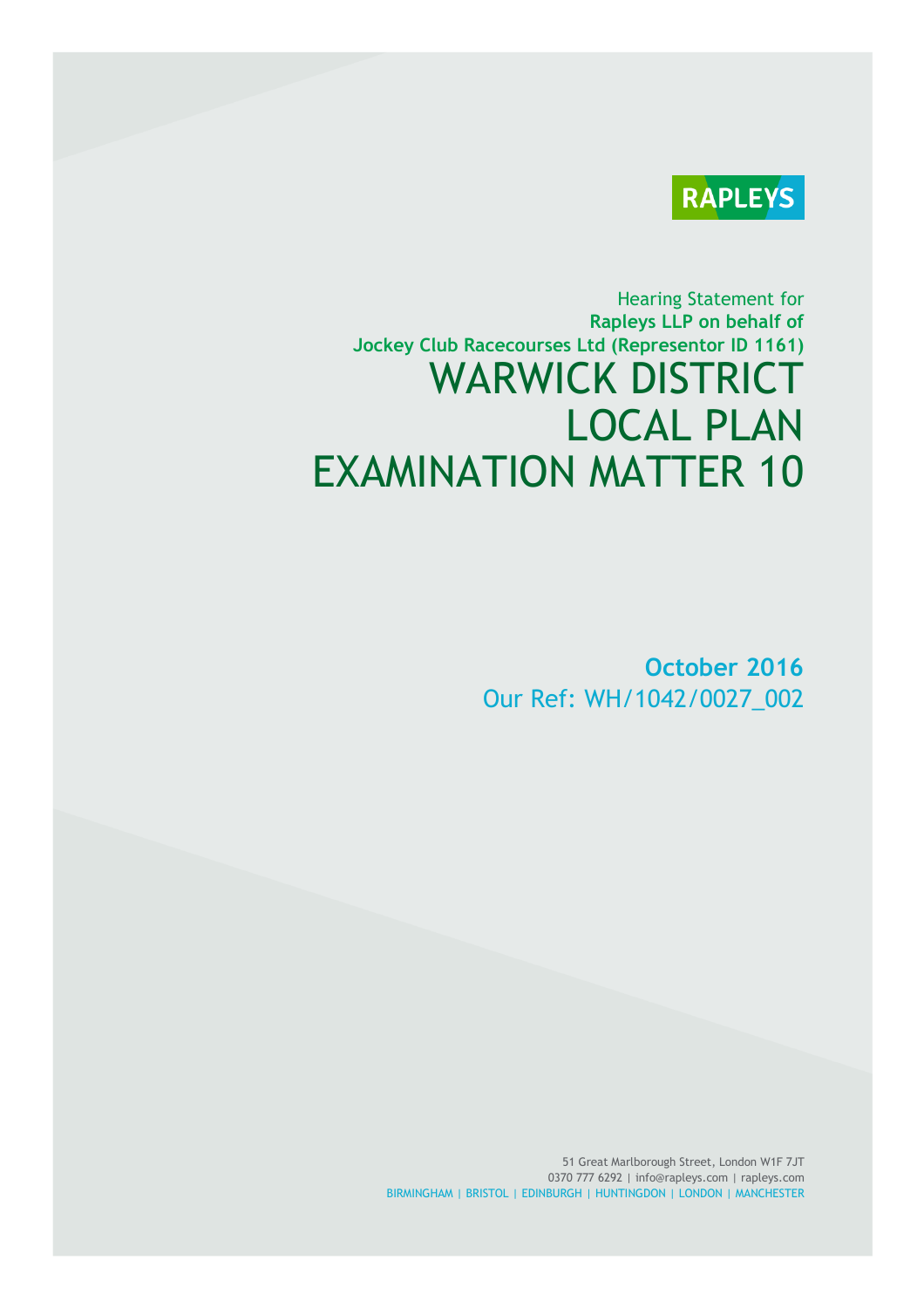RAPLEYS

Hearing Statement for
**Rapleys LLP on behalf of**
**Jockey Club Racecourses Ltd (Representor ID 1161)**

# WARWICK DISTRICT LOCAL PLAN EXAMINATION MATTER 10

**October 2016**
Our Ref: WH/1042/0027_002

51 Great Marlborough Street, London W1F 7JT
0370 777 6292 | info@rapleys.com | rapleys.com
BIRMINGHAM | BRISTOL | EDINBURGH | HUNTINGDON | LONDON | MANCHESTER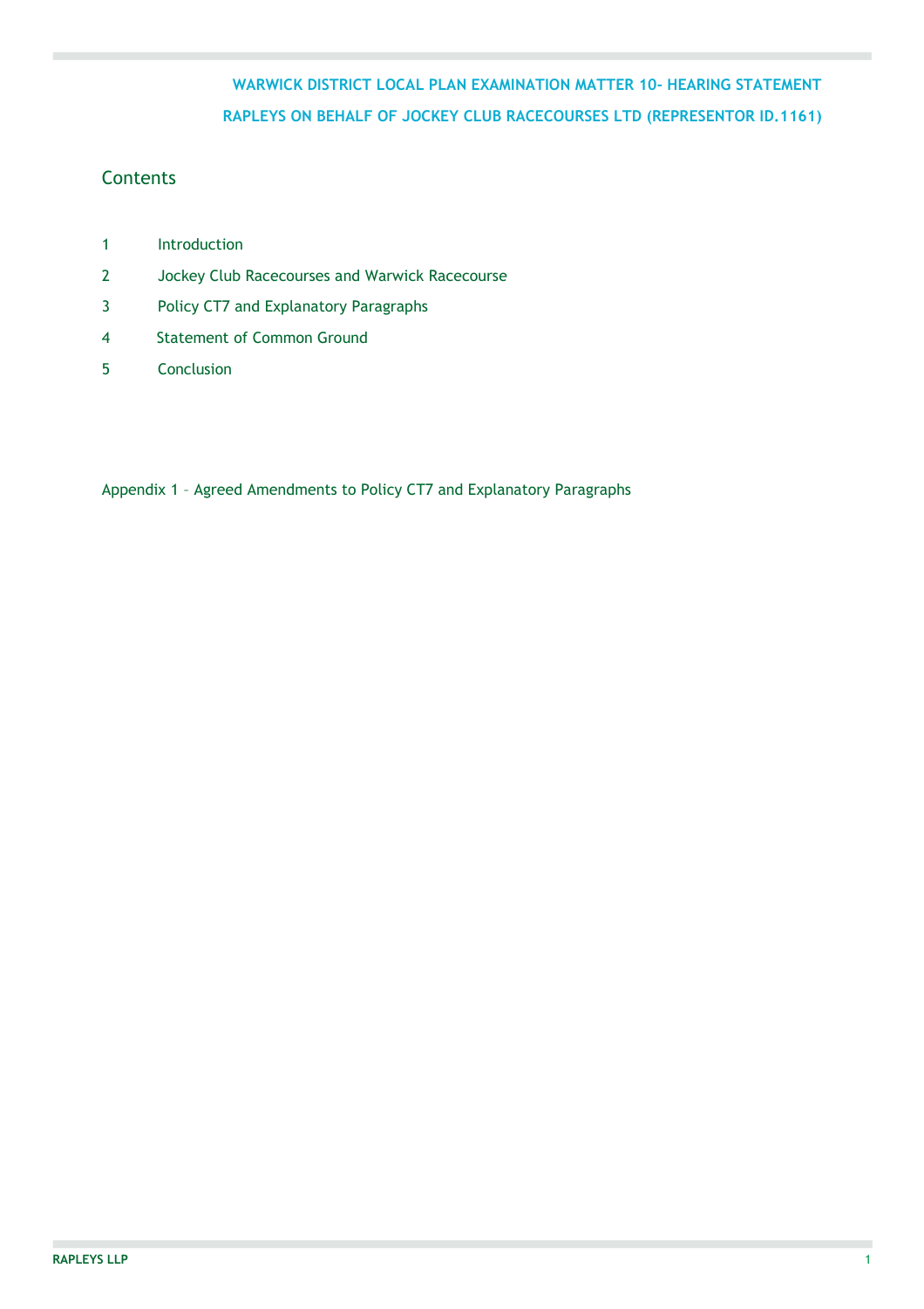**WARWICK DISTRICT LOCAL PLAN EXAMINATION MATTER 10- HEARING STATEMENT**

**RAPLEYS ON BEHALF OF JOCKEY CLUB RACECOURSES LTD (REPRESENTOR ID.1161)**

## Contents

1. Introduction
2. Jockey Club Racecourses and Warwick Racecourse
3. Policy CT7 and Explanatory Paragraphs
4. Statement of Common Ground
5. Conclusion

Appendix 1 – Agreed Amendments to Policy CT7 and Explanatory Paragraphs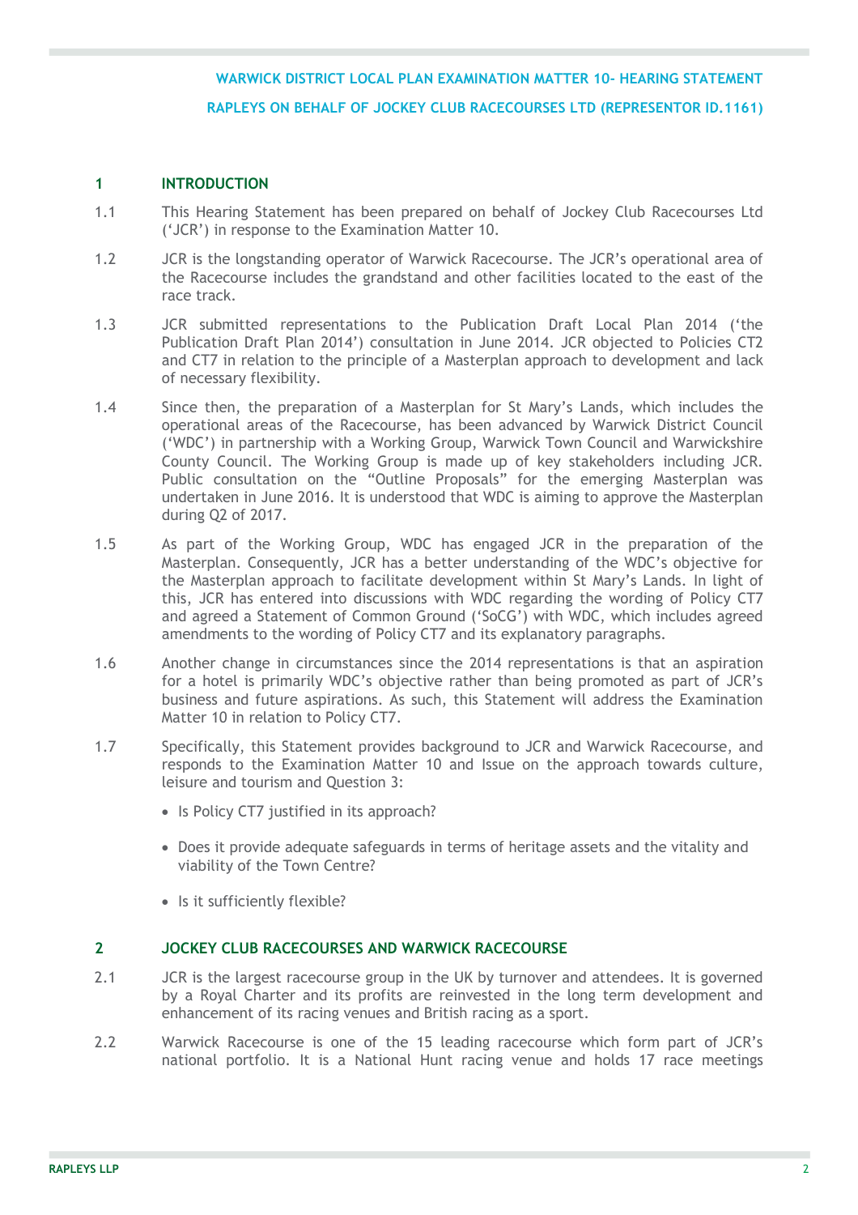WARWICK DISTRICT LOCAL PLAN EXAMINATION MATTER 10- HEARING STATEMENT

RAPLEYS ON BEHALF OF JOCKEY CLUB RACECOURSES LTD (REPRESENTOR ID.1161)

## 1 INTRODUCTION

1.1 This Hearing Statement has been prepared on behalf of Jockey Club Racecourses Ltd ('JCR') in response to the Examination Matter 10.

1.2 JCR is the longstanding operator of Warwick Racecourse. The JCR's operational area of the Racecourse includes the grandstand and other facilities located to the east of the race track.

1.3 JCR submitted representations to the Publication Draft Local Plan 2014 ('the Publication Draft Plan 2014') consultation in June 2014. JCR objected to Policies CT2 and CT7 in relation to the principle of a Masterplan approach to development and lack of necessary flexibility.

1.4 Since then, the preparation of a Masterplan for St Mary's Lands, which includes the operational areas of the Racecourse, has been advanced by Warwick District Council ('WDC') in partnership with a Working Group, Warwick Town Council and Warwickshire County Council. The Working Group is made up of key stakeholders including JCR. Public consultation on the "Outline Proposals" for the emerging Masterplan was undertaken in June 2016. It is understood that WDC is aiming to approve the Masterplan during Q2 of 2017.

1.5 As part of the Working Group, WDC has engaged JCR in the preparation of the Masterplan. Consequently, JCR has a better understanding of the WDC's objective for the Masterplan approach to facilitate development within St Mary's Lands. In light of this, JCR has entered into discussions with WDC regarding the wording of Policy CT7 and agreed a Statement of Common Ground ('SoCG') with WDC, which includes agreed amendments to the wording of Policy CT7 and its explanatory paragraphs.

1.6 Another change in circumstances since the 2014 representations is that an aspiration for a hotel is primarily WDC's objective rather than being promoted as part of JCR's business and future aspirations. As such, this Statement will address the Examination Matter 10 in relation to Policy CT7.

1.7 Specifically, this Statement provides background to JCR and Warwick Racecourse, and responds to the Examination Matter 10 and Issue on the approach towards culture, leisure and tourism and Question 3:

- Is Policy CT7 justified in its approach?
- Does it provide adequate safeguards in terms of heritage assets and the vitality and viability of the Town Centre?
- Is it sufficiently flexible?

## 2 JOCKEY CLUB RACECOURSES AND WARWICK RACECOURSE

2.1 JCR is the largest racecourse group in the UK by turnover and attendees. It is governed by a Royal Charter and its profits are reinvested in the long term development and enhancement of its racing venues and British racing as a sport.

2.2 Warwick Racecourse is one of the 15 leading racecourse which form part of JCR's national portfolio. It is a National Hunt racing venue and holds 17 race meetings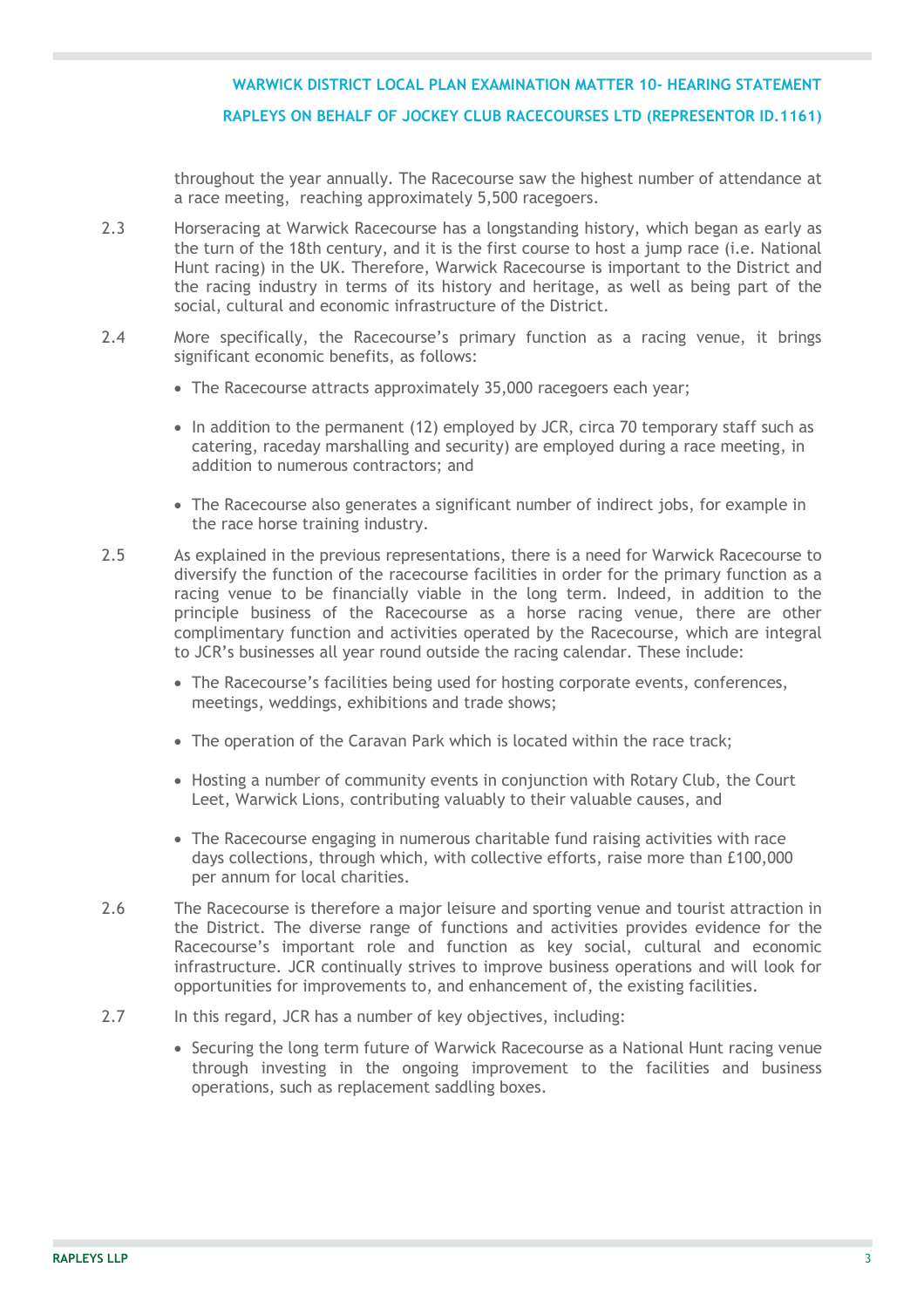throughout the year annually. The Racecourse saw the highest number of attendance at a race meeting, reaching approximately 5,500 racegoers.

2.3 Horseracing at Warwick Racecourse has a longstanding history, which began as early as the turn of the 18th century, and it is the first course to host a jump race (i.e. National Hunt racing) in the UK. Therefore, Warwick Racecourse is important to the District and the racing industry in terms of its history and heritage, as well as being part of the social, cultural and economic infrastructure of the District.

2.4 More specifically, the Racecourse's primary function as a racing venue, it brings significant economic benefits, as follows:

- The Racecourse attracts approximately 35,000 racegoers each year;
- In addition to the permanent (12) employed by JCR, circa 70 temporary staff such as catering, raceday marshalling and security) are employed during a race meeting, in addition to numerous contractors; and
- The Racecourse also generates a significant number of indirect jobs, for example in the race horse training industry.

2.5 As explained in the previous representations, there is a need for Warwick Racecourse to diversify the function of the racecourse facilities in order for the primary function as a racing venue to be financially viable in the long term. Indeed, in addition to the principle business of the Racecourse as a horse racing venue, there are other complimentary function and activities operated by the Racecourse, which are integral to JCR's businesses all year round outside the racing calendar. These include:

- The Racecourse's facilities being used for hosting corporate events, conferences, meetings, weddings, exhibitions and trade shows;
- The operation of the Caravan Park which is located within the race track;
- Hosting a number of community events in conjunction with Rotary Club, the Court Leet, Warwick Lions, contributing valuably to their valuable causes, and
- The Racecourse engaging in numerous charitable fund raising activities with race days collections, through which, with collective efforts, raise more than £100,000 per annum for local charities.

2.6 The Racecourse is therefore a major leisure and sporting venue and tourist attraction in the District. The diverse range of functions and activities provides evidence for the Racecourse's important role and function as key social, cultural and economic infrastructure. JCR continually strives to improve business operations and will look for opportunities for improvements to, and enhancement of, the existing facilities.

2.7 In this regard, JCR has a number of key objectives, including:

- Securing the long term future of Warwick Racecourse as a National Hunt racing venue through investing in the ongoing improvement to the facilities and business operations, such as replacement saddling boxes.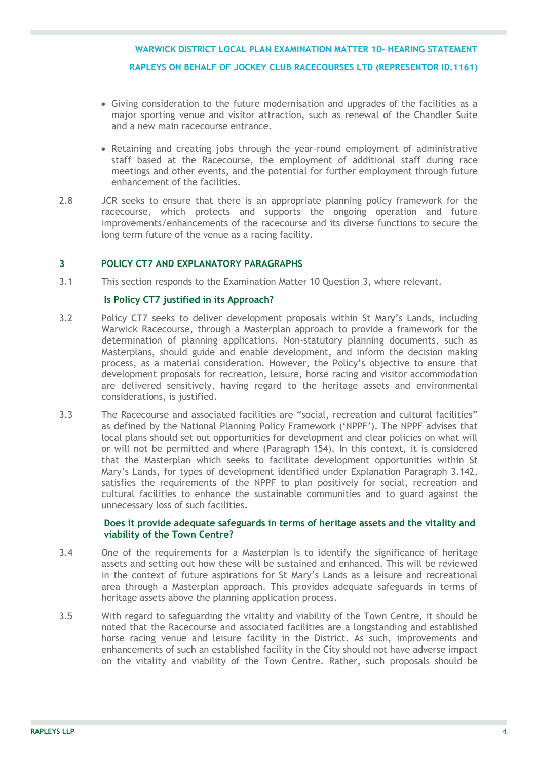- Giving consideration to the future modernisation and upgrades of the facilities as a major sporting venue and visitor attraction, such as renewal of the Chandler Suite and a new main racecourse entrance.

- Retaining and creating jobs through the year-round employment of administrative staff based at the Racecourse, the employment of additional staff during race meetings and other events, and the potential for further employment through future enhancement of the facilities.

2.8 JCR seeks to ensure that there is an appropriate planning policy framework for the racecourse, which protects and supports the ongoing operation and future improvements/enhancements of the racecourse and its diverse functions to secure the long term future of the venue as a racing facility.

## 3 POLICY CT7 AND EXPLANATORY PARAGRAPHS

3.1 This section responds to the Examination Matter 10 Question 3, where relevant.

### Is Policy CT7 justified in its Approach?

3.2 Policy CT7 seeks to deliver development proposals within St Mary's Lands, including Warwick Racecourse, through a Masterplan approach to provide a framework for the determination of planning applications. Non-statutory planning documents, such as Masterplans, should guide and enable development, and inform the decision making process, as a material consideration. However, the Policy's objective to ensure that development proposals for recreation, leisure, horse racing and visitor accommodation are delivered sensitively, having regard to the heritage assets and environmental considerations, is justified.

3.3 The Racecourse and associated facilities are "social, recreation and cultural facilities" as defined by the National Planning Policy Framework ('NPPF'). The NPPF advises that local plans should set out opportunities for development and clear policies on what will or will not be permitted and where (Paragraph 154). In this context, it is considered that the Masterplan which seeks to facilitate development opportunities within St Mary's Lands, for types of development identified under Explanation Paragraph 3.142, satisfies the requirements of the NPPF to plan positively for social, recreation and cultural facilities to enhance the sustainable communities and to guard against the unnecessary loss of such facilities.

### Does it provide adequate safeguards in terms of heritage assets and the vitality and viability of the Town Centre?

3.4 One of the requirements for a Masterplan is to identify the significance of heritage assets and setting out how these will be sustained and enhanced. This will be reviewed in the context of future aspirations for St Mary's Lands as a leisure and recreational area through a Masterplan approach. This provides adequate safeguards in terms of heritage assets above the planning application process.

3.5 With regard to safeguarding the vitality and viability of the Town Centre, it should be noted that the Racecourse and associated facilities are a longstanding and established horse racing venue and leisure facility in the District. As such, improvements and enhancements of such an established facility in the City should not have adverse impact on the vitality and viability of the Town Centre. Rather, such proposals should be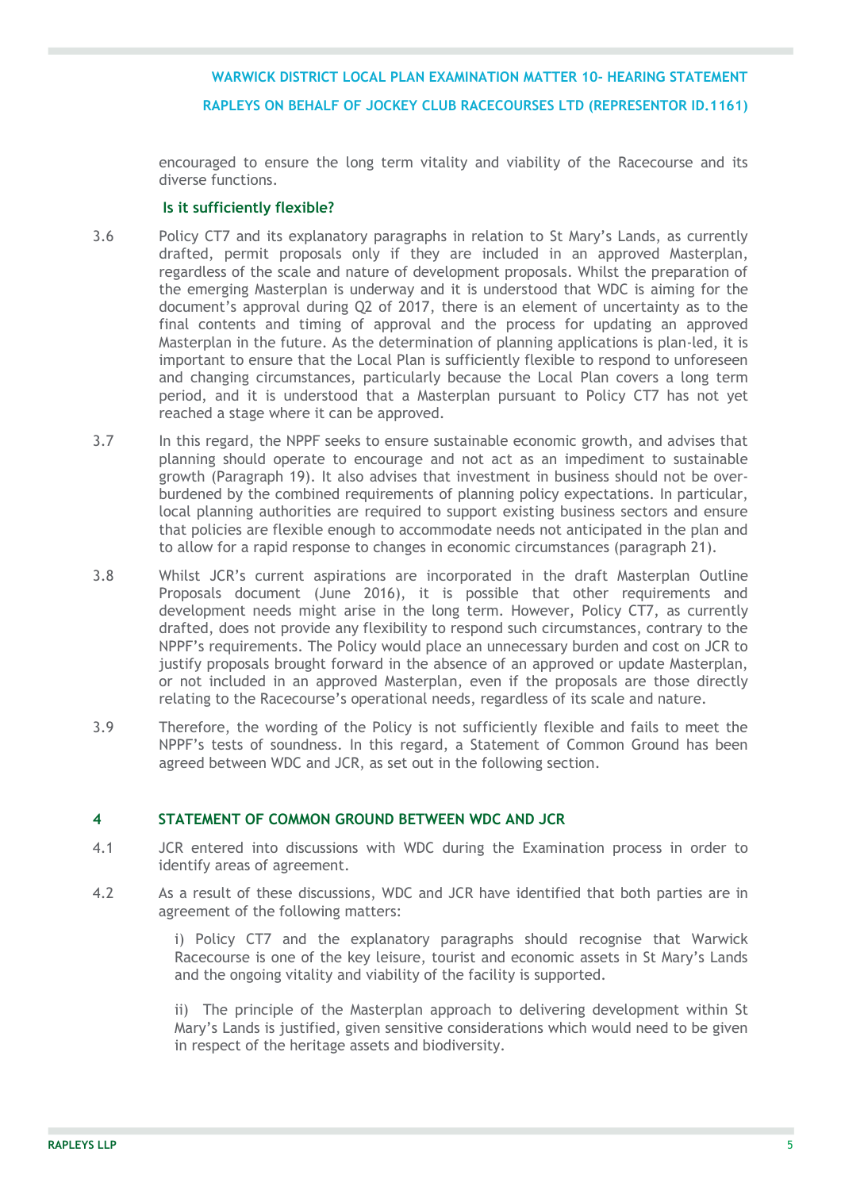encouraged to ensure the long term vitality and viability of the Racecourse and its diverse functions.

**Is it sufficiently flexible?**

3.6 Policy CT7 and its explanatory paragraphs in relation to St Mary's Lands, as currently drafted, permit proposals only if they are included in an approved Masterplan, regardless of the scale and nature of development proposals. Whilst the preparation of the emerging Masterplan is underway and it is understood that WDC is aiming for the document's approval during Q2 of 2017, there is an element of uncertainty as to the final contents and timing of approval and the process for updating an approved Masterplan in the future. As the determination of planning applications is plan-led, it is important to ensure that the Local Plan is sufficiently flexible to respond to unforeseen and changing circumstances, particularly because the Local Plan covers a long term period, and it is understood that a Masterplan pursuant to Policy CT7 has not yet reached a stage where it can be approved.

3.7 In this regard, the NPPF seeks to ensure sustainable economic growth, and advises that planning should operate to encourage and not act as an impediment to sustainable growth (Paragraph 19). It also advises that investment in business should not be over-burdened by the combined requirements of planning policy expectations. In particular, local planning authorities are required to support existing business sectors and ensure that policies are flexible enough to accommodate needs not anticipated in the plan and to allow for a rapid response to changes in economic circumstances (paragraph 21).

3.8 Whilst JCR's current aspirations are incorporated in the draft Masterplan Outline Proposals document (June 2016), it is possible that other requirements and development needs might arise in the long term. However, Policy CT7, as currently drafted, does not provide any flexibility to respond such circumstances, contrary to the NPPF's requirements. The Policy would place an unnecessary burden and cost on JCR to justify proposals brought forward in the absence of an approved or update Masterplan, or not included in an approved Masterplan, even if the proposals are those directly relating to the Racecourse's operational needs, regardless of its scale and nature.

3.9 Therefore, the wording of the Policy is not sufficiently flexible and fails to meet the NPPF's tests of soundness. In this regard, a Statement of Common Ground has been agreed between WDC and JCR, as set out in the following section.

## 4 STATEMENT OF COMMON GROUND BETWEEN WDC AND JCR

4.1 JCR entered into discussions with WDC during the Examination process in order to identify areas of agreement.

4.2 As a result of these discussions, WDC and JCR have identified that both parties are in agreement of the following matters:

i) Policy CT7 and the explanatory paragraphs should recognise that Warwick Racecourse is one of the key leisure, tourist and economic assets in St Mary's Lands and the ongoing vitality and viability of the facility is supported.

ii) The principle of the Masterplan approach to delivering development within St Mary's Lands is justified, given sensitive considerations which would need to be given in respect of the heritage assets and biodiversity.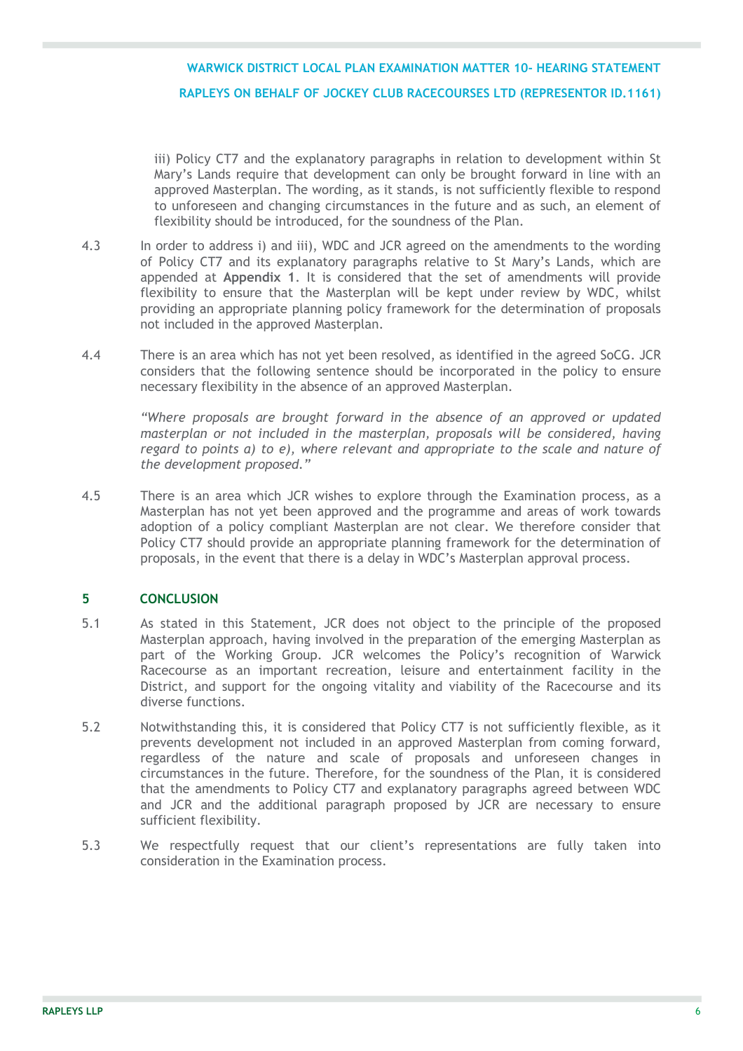iii) Policy CT7 and the explanatory paragraphs in relation to development within St Mary's Lands require that development can only be brought forward in line with an approved Masterplan. The wording, as it stands, is not sufficiently flexible to respond to unforeseen and changing circumstances in the future and as such, an element of flexibility should be introduced, for the soundness of the Plan.

4.3 In order to address i) and iii), WDC and JCR agreed on the amendments to the wording of Policy CT7 and its explanatory paragraphs relative to St Mary's Lands, which are appended at **Appendix 1**. It is considered that the set of amendments will provide flexibility to ensure that the Masterplan will be kept under review by WDC, whilst providing an appropriate planning policy framework for the determination of proposals not included in the approved Masterplan.

4.4 There is an area which has not yet been resolved, as identified in the agreed SoCG. JCR considers that the following sentence should be incorporated in the policy to ensure necessary flexibility in the absence of an approved Masterplan.

> *"Where proposals are brought forward in the absence of an approved or updated masterplan or not included in the masterplan, proposals will be considered, having regard to points a) to e), where relevant and appropriate to the scale and nature of the development proposed."*

4.5 There is an area which JCR wishes to explore through the Examination process, as a Masterplan has not yet been approved and the programme and areas of work towards adoption of a policy compliant Masterplan are not clear. We therefore consider that Policy CT7 should provide an appropriate planning framework for the determination of proposals, in the event that there is a delay in WDC's Masterplan approval process.

## 5 CONCLUSION

5.1 As stated in this Statement, JCR does not object to the principle of the proposed Masterplan approach, having involved in the preparation of the emerging Masterplan as part of the Working Group. JCR welcomes the Policy's recognition of Warwick Racecourse as an important recreation, leisure and entertainment facility in the District, and support for the ongoing vitality and viability of the Racecourse and its diverse functions.

5.2 Notwithstanding this, it is considered that Policy CT7 is not sufficiently flexible, as it prevents development not included in an approved Masterplan from coming forward, regardless of the nature and scale of proposals and unforeseen changes in circumstances in the future. Therefore, for the soundness of the Plan, it is considered that the amendments to Policy CT7 and explanatory paragraphs agreed between WDC and JCR and the additional paragraph proposed by JCR are necessary to ensure sufficient flexibility.

5.3 We respectfully request that our client's representations are fully taken into consideration in the Examination process.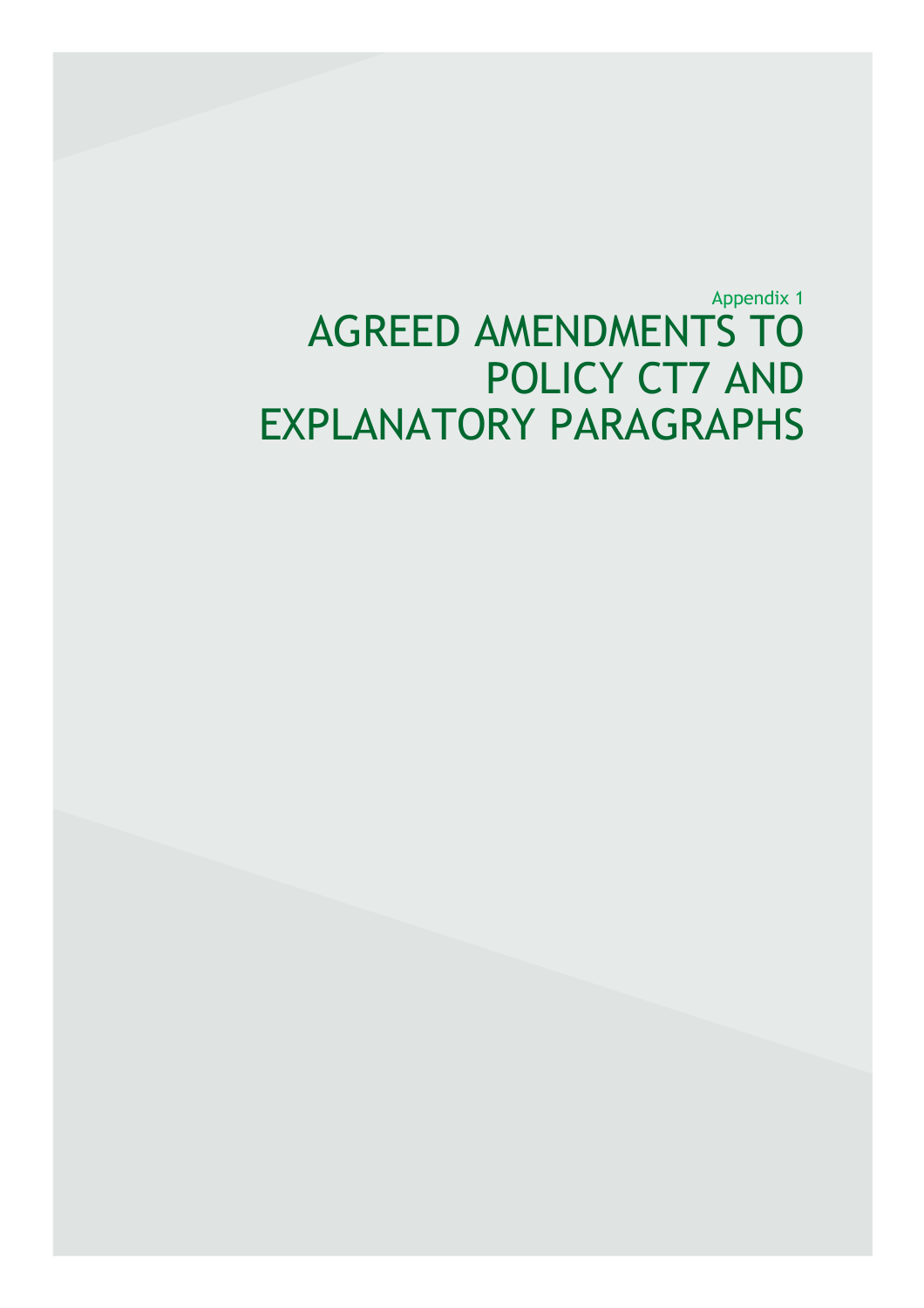Appendix 1

# AGREED AMENDMENTS TO POLICY CT7 AND EXPLANATORY PARAGRAPHS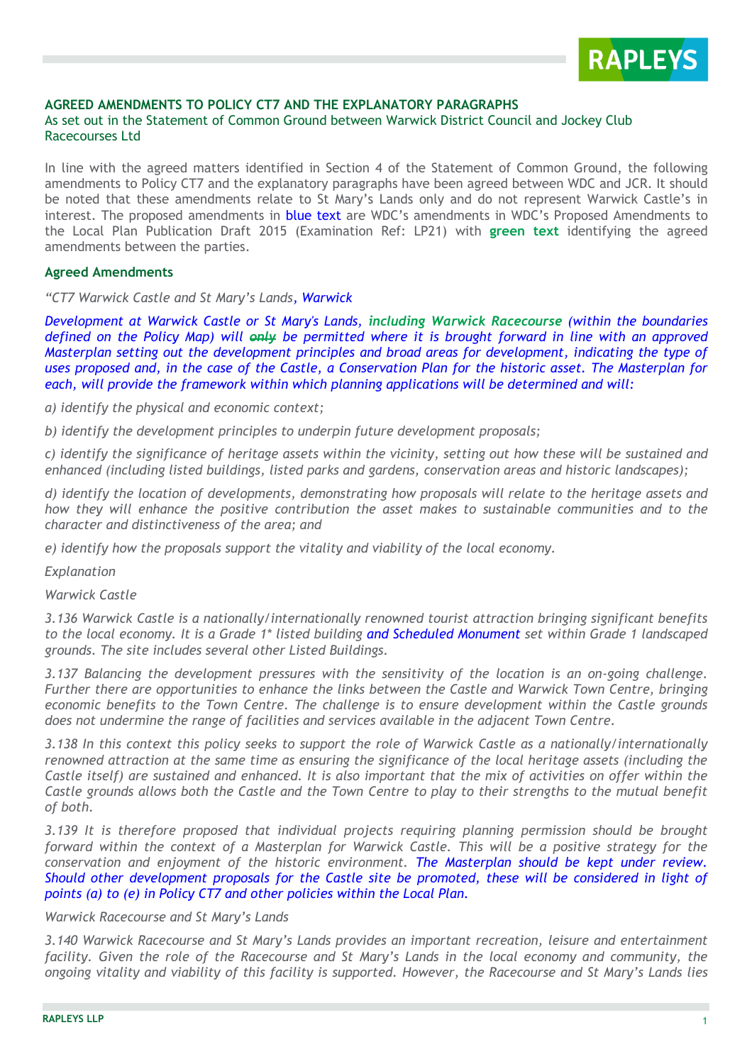**AGREED AMENDMENTS TO POLICY CT7 AND THE EXPLANATORY PARAGRAPHS**

As set out in the Statement of Common Ground between Warwick District Council and Jockey Club Racecourses Ltd

In line with the agreed matters identified in Section 4 of the Statement of Common Ground, the following amendments to Policy CT7 and the explanatory paragraphs have been agreed between WDC and JCR. It should be noted that these amendments relate to St Mary's Lands only and do not represent Warwick Castle's in interest. The proposed amendments in blue text are WDC's amendments in WDC's Proposed Amendments to the Local Plan Publication Draft 2015 (Examination Ref: LP21) with **green text** identifying the agreed amendments between the parties.

**Agreed Amendments**

*"CT7 Warwick Castle and St Mary's Lands, Warwick*

*Development at Warwick Castle or St Mary's Lands, including Warwick Racecourse (within the boundaries defined on the Policy Map) will ~~only~~ be permitted where it is brought forward in line with an approved Masterplan setting out the development principles and broad areas for development, indicating the type of uses proposed and, in the case of the Castle, a Conservation Plan for the historic asset. The Masterplan for each, will provide the framework within which planning applications will be determined and will:*

*a) identify the physical and economic context;*

*b) identify the development principles to underpin future development proposals;*

*c) identify the significance of heritage assets within the vicinity, setting out how these will be sustained and enhanced (including listed buildings, listed parks and gardens, conservation areas and historic landscapes);*

*d) identify the location of developments, demonstrating how proposals will relate to the heritage assets and how they will enhance the positive contribution the asset makes to sustainable communities and to the character and distinctiveness of the area; and*

*e) identify how the proposals support the vitality and viability of the local economy.*

*Explanation*

*Warwick Castle*

*3.136 Warwick Castle is a nationally/internationally renowned tourist attraction bringing significant benefits to the local economy. It is a Grade 1\* listed building and Scheduled Monument set within Grade 1 landscaped grounds. The site includes several other Listed Buildings.*

*3.137 Balancing the development pressures with the sensitivity of the location is an on-going challenge. Further there are opportunities to enhance the links between the Castle and Warwick Town Centre, bringing economic benefits to the Town Centre. The challenge is to ensure development within the Castle grounds does not undermine the range of facilities and services available in the adjacent Town Centre.*

*3.138 In this context this policy seeks to support the role of Warwick Castle as a nationally/internationally renowned attraction at the same time as ensuring the significance of the local heritage assets (including the Castle itself) are sustained and enhanced. It is also important that the mix of activities on offer within the Castle grounds allows both the Castle and the Town Centre to play to their strengths to the mutual benefit of both.*

*3.139 It is therefore proposed that individual projects requiring planning permission should be brought forward within the context of a Masterplan for Warwick Castle. This will be a positive strategy for the conservation and enjoyment of the historic environment. The Masterplan should be kept under review. Should other development proposals for the Castle site be promoted, these will be considered in light of points (a) to (e) in Policy CT7 and other policies within the Local Plan.*

*Warwick Racecourse and St Mary's Lands*

*3.140 Warwick Racecourse and St Mary's Lands provides an important recreation, leisure and entertainment facility. Given the role of the Racecourse and St Mary's Lands in the local economy and community, the ongoing vitality and viability of this facility is supported. However, the Racecourse and St Mary's Lands lies*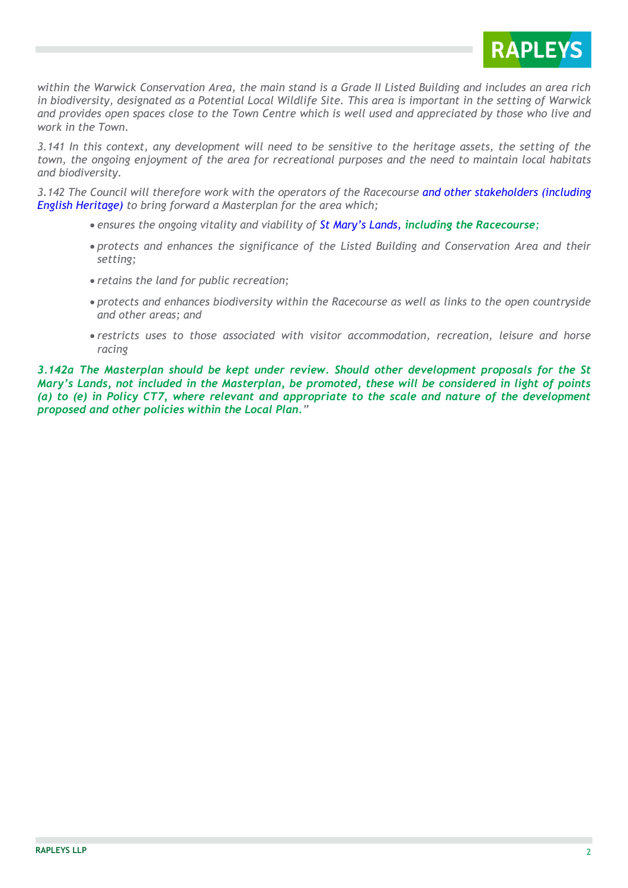*within the Warwick Conservation Area, the main stand is a Grade II Listed Building and includes an area rich in biodiversity, designated as a Potential Local Wildlife Site. This area is important in the setting of Warwick and provides open spaces close to the Town Centre which is well used and appreciated by those who live and work in the Town.*

*3.141 In this context, any development will need to be sensitive to the heritage assets, the setting of the town, the ongoing enjoyment of the area for recreational purposes and the need to maintain local habitats and biodiversity.*

*3.142 The Council will therefore work with the operators of the Racecourse and other stakeholders (including English Heritage) to bring forward a Masterplan for the area which;*

- *ensures the ongoing vitality and viability of St Mary's Lands, including the Racecourse;*
- *protects and enhances the significance of the Listed Building and Conservation Area and their setting;*
- *retains the land for public recreation;*
- *protects and enhances biodiversity within the Racecourse as well as links to the open countryside and other areas; and*
- *restricts uses to those associated with visitor accommodation, recreation, leisure and horse racing*

***3.142a The Masterplan should be kept under review. Should other development proposals for the St Mary's Lands, not included in the Masterplan, be promoted, these will be considered in light of points (a) to (e) in Policy CT7, where relevant and appropriate to the scale and nature of the development proposed and other policies within the Local Plan."***